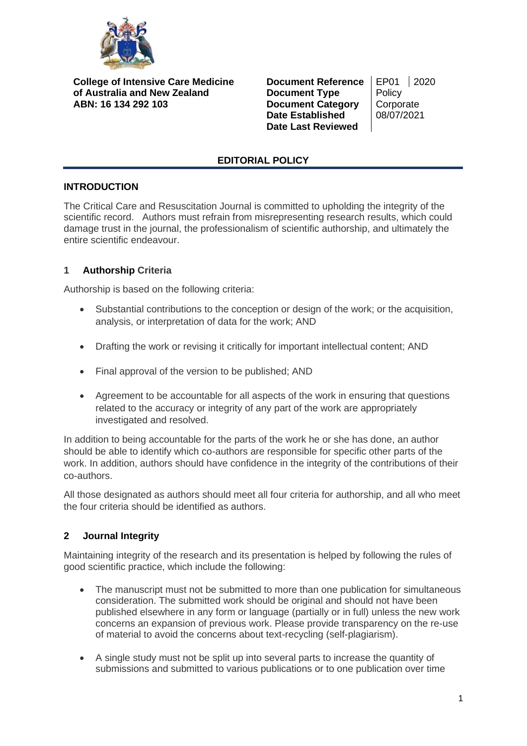**College of Intensive Care Medicine of Australia and New Zealand**
**ABN: 16 134 292 103**

| | | |
|---|---|---|
| **Document Reference** | EP01 | 2020 |
| **Document Type** | Policy | |
| **Document Category** | Corporate | |
| **Date Established** | 08/07/2021 | |
| **Date Last Reviewed** | | |

## EDITORIAL POLICY

### INTRODUCTION

The Critical Care and Resuscitation Journal is committed to upholding the integrity of the scientific record. Authors must refrain from misrepresenting research results, which could damage trust in the journal, the professionalism of scientific authorship, and ultimately the entire scientific endeavour.

### 1 Authorship Criteria

Authorship is based on the following criteria:

- Substantial contributions to the conception or design of the work; or the acquisition, analysis, or interpretation of data for the work; AND
- Drafting the work or revising it critically for important intellectual content; AND
- Final approval of the version to be published; AND
- Agreement to be accountable for all aspects of the work in ensuring that questions related to the accuracy or integrity of any part of the work are appropriately investigated and resolved.

In addition to being accountable for the parts of the work he or she has done, an author should be able to identify which co-authors are responsible for specific other parts of the work. In addition, authors should have confidence in the integrity of the contributions of their co-authors.

All those designated as authors should meet all four criteria for authorship, and all who meet the four criteria should be identified as authors.

### 2 Journal Integrity

Maintaining integrity of the research and its presentation is helped by following the rules of good scientific practice, which include the following:

- The manuscript must not be submitted to more than one publication for simultaneous consideration. The submitted work should be original and should not have been published elsewhere in any form or language (partially or in full) unless the new work concerns an expansion of previous work. Please provide transparency on the re-use of material to avoid the concerns about text-recycling (self-plagiarism).
- A single study must not be split up into several parts to increase the quantity of submissions and submitted to various publications or to one publication over time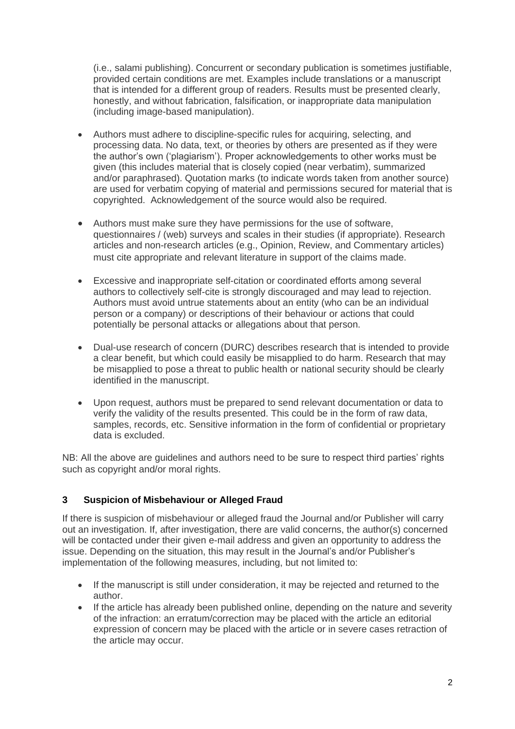(i.e., salami publishing). Concurrent or secondary publication is sometimes justifiable, provided certain conditions are met. Examples include translations or a manuscript that is intended for a different group of readers. Results must be presented clearly, honestly, and without fabrication, falsification, or inappropriate data manipulation (including image-based manipulation).

- Authors must adhere to discipline-specific rules for acquiring, selecting, and processing data. No data, text, or theories by others are presented as if they were the author's own ('plagiarism'). Proper acknowledgements to other works must be given (this includes material that is closely copied (near verbatim), summarized and/or paraphrased). Quotation marks (to indicate words taken from another source) are used for verbatim copying of material and permissions secured for material that is copyrighted. Acknowledgement of the source would also be required.

- Authors must make sure they have permissions for the use of software, questionnaires / (web) surveys and scales in their studies (if appropriate). Research articles and non-research articles (e.g., Opinion, Review, and Commentary articles) must cite appropriate and relevant literature in support of the claims made.

- Excessive and inappropriate self-citation or coordinated efforts among several authors to collectively self-cite is strongly discouraged and may lead to rejection. Authors must avoid untrue statements about an entity (who can be an individual person or a company) or descriptions of their behaviour or actions that could potentially be personal attacks or allegations about that person.

- Dual-use research of concern (DURC) describes research that is intended to provide a clear benefit, but which could easily be misapplied to do harm. Research that may be misapplied to pose a threat to public health or national security should be clearly identified in the manuscript.

- Upon request, authors must be prepared to send relevant documentation or data to verify the validity of the results presented. This could be in the form of raw data, samples, records, etc. Sensitive information in the form of confidential or proprietary data is excluded.

NB: All the above are guidelines and authors need to be sure to respect third parties' rights such as copyright and/or moral rights.

## 3 Suspicion of Misbehaviour or Alleged Fraud

If there is suspicion of misbehaviour or alleged fraud the Journal and/or Publisher will carry out an investigation. If, after investigation, there are valid concerns, the author(s) concerned will be contacted under their given e-mail address and given an opportunity to address the issue. Depending on the situation, this may result in the Journal's and/or Publisher's implementation of the following measures, including, but not limited to:

- If the manuscript is still under consideration, it may be rejected and returned to the author.
- If the article has already been published online, depending on the nature and severity of the infraction: an erratum/correction may be placed with the article an editorial expression of concern may be placed with the article or in severe cases retraction of the article may occur.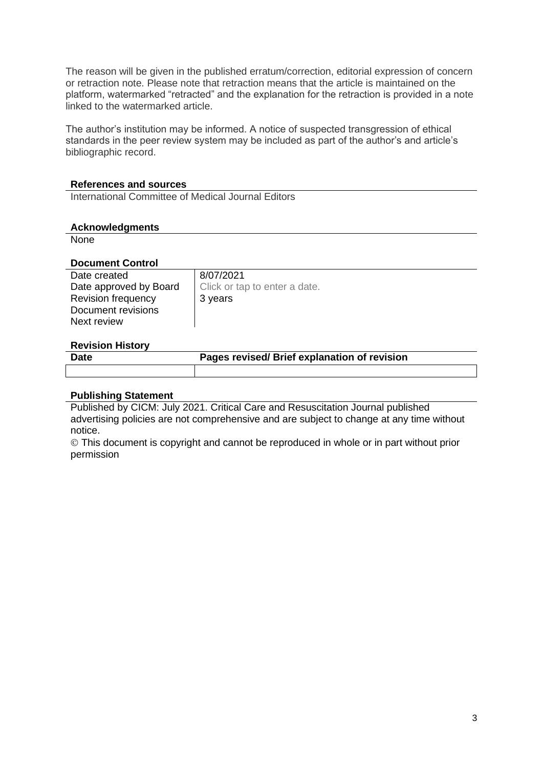The reason will be given in the published erratum/correction, editorial expression of concern or retraction note. Please note that retraction means that the article is maintained on the platform, watermarked "retracted" and the explanation for the retraction is provided in a note linked to the watermarked article.

The author's institution may be informed. A notice of suspected transgression of ethical standards in the peer review system may be included as part of the author's and article's bibliographic record.

### References and sources

International Committee of Medical Journal Editors

### Acknowledgments

None

### Document Control

| | |
|---|---|
| Date created | 8/07/2021 |
| Date approved by Board | Click or tap to enter a date. |
| Revision frequency | 3 years |
| Document revisions | |
| Next review | |

### Revision History

| Date | Pages revised/ Brief explanation of revision |
|---|---|
| | |

### Publishing Statement

Published by CICM: July 2021. Critical Care and Resuscitation Journal published advertising policies are not comprehensive and are subject to change at any time without notice.

© This document is copyright and cannot be reproduced in whole or in part without prior permission